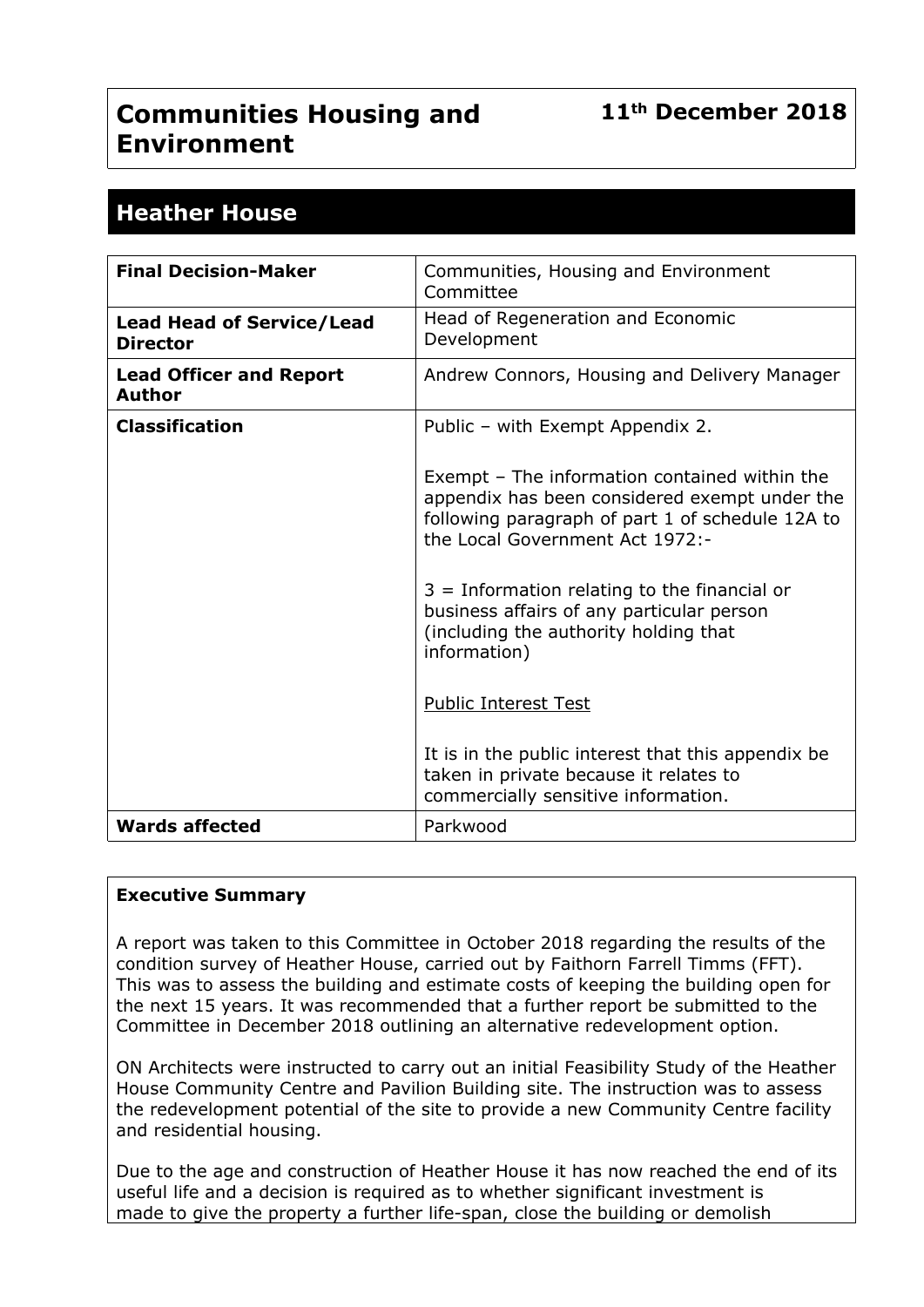# Communities Housing and Environment

**11th December 2018**

## Heather House

| | |
|---|---|
| **Final Decision-Maker** | Communities, Housing and Environment Committee |
| **Lead Head of Service/Lead Director** | Head of Regeneration and Economic Development |
| **Lead Officer and Report Author** | Andrew Connors, Housing and Delivery Manager |
| **Classification** | Public – with Exempt Appendix 2.<br><br>Exempt – The information contained within the appendix has been considered exempt under the following paragraph of part 1 of schedule 12A to the Local Government Act 1972:-<br><br>3 = Information relating to the financial or business affairs of any particular person (including the authority holding that information)<br><br>Public Interest Test<br><br>It is in the public interest that this appendix be taken in private because it relates to commercially sensitive information. |
| **Wards affected** | Parkwood |

**Executive Summary**

A report was taken to this Committee in October 2018 regarding the results of the condition survey of Heather House, carried out by Faithorn Farrell Timms (FFT). This was to assess the building and estimate costs of keeping the building open for the next 15 years. It was recommended that a further report be submitted to the Committee in December 2018 outlining an alternative redevelopment option.

ON Architects were instructed to carry out an initial Feasibility Study of the Heather House Community Centre and Pavilion Building site. The instruction was to assess the redevelopment potential of the site to provide a new Community Centre facility and residential housing.

Due to the age and construction of Heather House it has now reached the end of its useful life and a decision is required as to whether significant investment is made to give the property a further life-span, close the building or demolish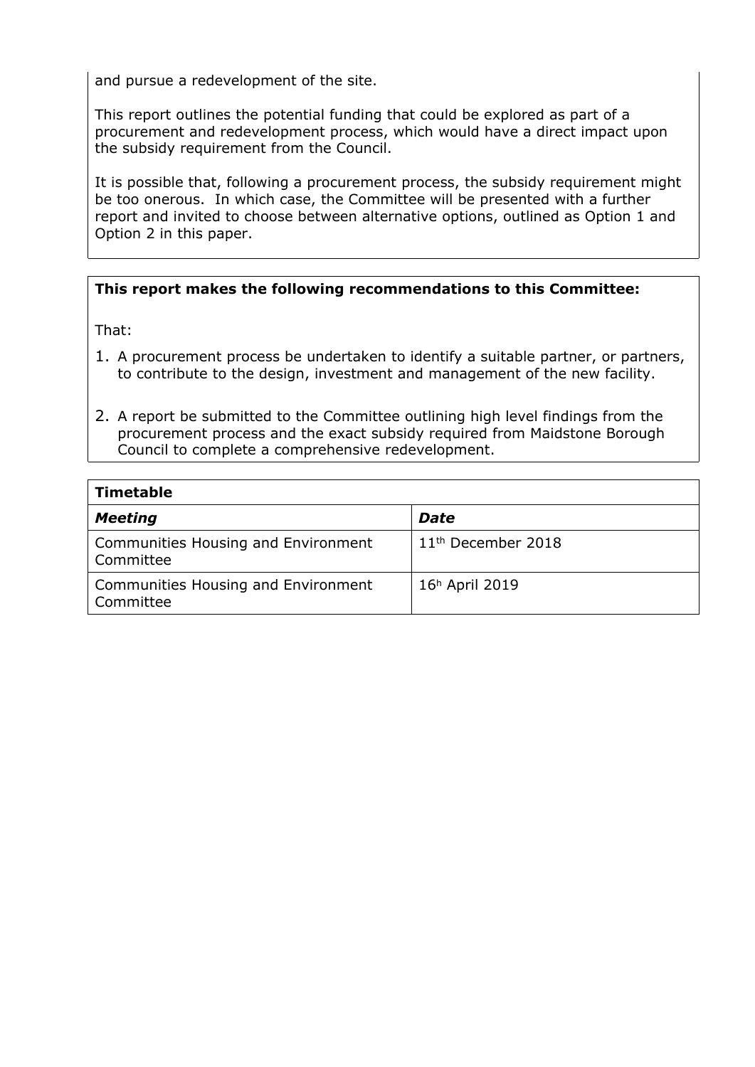and pursue a redevelopment of the site.

This report outlines the potential funding that could be explored as part of a procurement and redevelopment process, which would have a direct impact upon the subsidy requirement from the Council.

It is possible that, following a procurement process, the subsidy requirement might be too onerous. In which case, the Committee will be presented with a further report and invited to choose between alternative options, outlined as Option 1 and Option 2 in this paper.

**This report makes the following recommendations to this Committee:**

That:

1. A procurement process be undertaken to identify a suitable partner, or partners, to contribute to the design, investment and management of the new facility.
2. A report be submitted to the Committee outlining high level findings from the procurement process and the exact subsidy required from Maidstone Borough Council to complete a comprehensive redevelopment.

| **Timetable** | |
|---|---|
| ***Meeting*** | ***Date*** |
| Communities Housing and Environment Committee | 11th December 2018 |
| Communities Housing and Environment Committee | 16h April 2019 |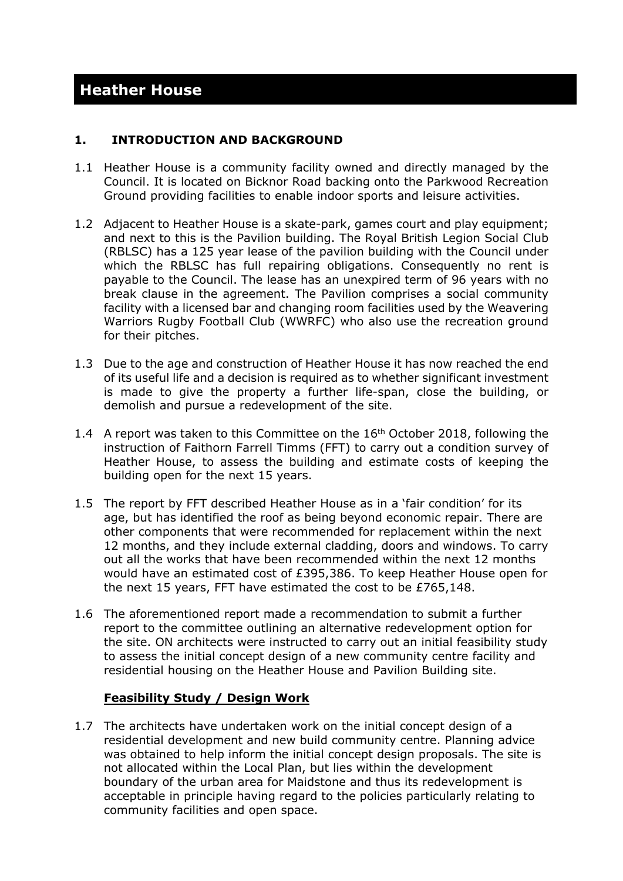# Heather House

## 1. INTRODUCTION AND BACKGROUND

1.1 Heather House is a community facility owned and directly managed by the Council. It is located on Bicknor Road backing onto the Parkwood Recreation Ground providing facilities to enable indoor sports and leisure activities.

1.2 Adjacent to Heather House is a skate-park, games court and play equipment; and next to this is the Pavilion building. The Royal British Legion Social Club (RBLSC) has a 125 year lease of the pavilion building with the Council under which the RBLSC has full repairing obligations. Consequently no rent is payable to the Council. The lease has an unexpired term of 96 years with no break clause in the agreement. The Pavilion comprises a social community facility with a licensed bar and changing room facilities used by the Weavering Warriors Rugby Football Club (WWRFC) who also use the recreation ground for their pitches.

1.3 Due to the age and construction of Heather House it has now reached the end of its useful life and a decision is required as to whether significant investment is made to give the property a further life-span, close the building, or demolish and pursue a redevelopment of the site.

1.4 A report was taken to this Committee on the 16th October 2018, following the instruction of Faithorn Farrell Timms (FFT) to carry out a condition survey of Heather House, to assess the building and estimate costs of keeping the building open for the next 15 years.

1.5 The report by FFT described Heather House as in a 'fair condition' for its age, but has identified the roof as being beyond economic repair. There are other components that were recommended for replacement within the next 12 months, and they include external cladding, doors and windows. To carry out all the works that have been recommended within the next 12 months would have an estimated cost of £395,386. To keep Heather House open for the next 15 years, FFT have estimated the cost to be £765,148.

1.6 The aforementioned report made a recommendation to submit a further report to the committee outlining an alternative redevelopment option for the site. ON architects were instructed to carry out an initial feasibility study to assess the initial concept design of a new community centre facility and residential housing on the Heather House and Pavilion Building site.

**Feasibility Study / Design Work**

1.7 The architects have undertaken work on the initial concept design of a residential development and new build community centre. Planning advice was obtained to help inform the initial concept design proposals. The site is not allocated within the Local Plan, but lies within the development boundary of the urban area for Maidstone and thus its redevelopment is acceptable in principle having regard to the policies particularly relating to community facilities and open space.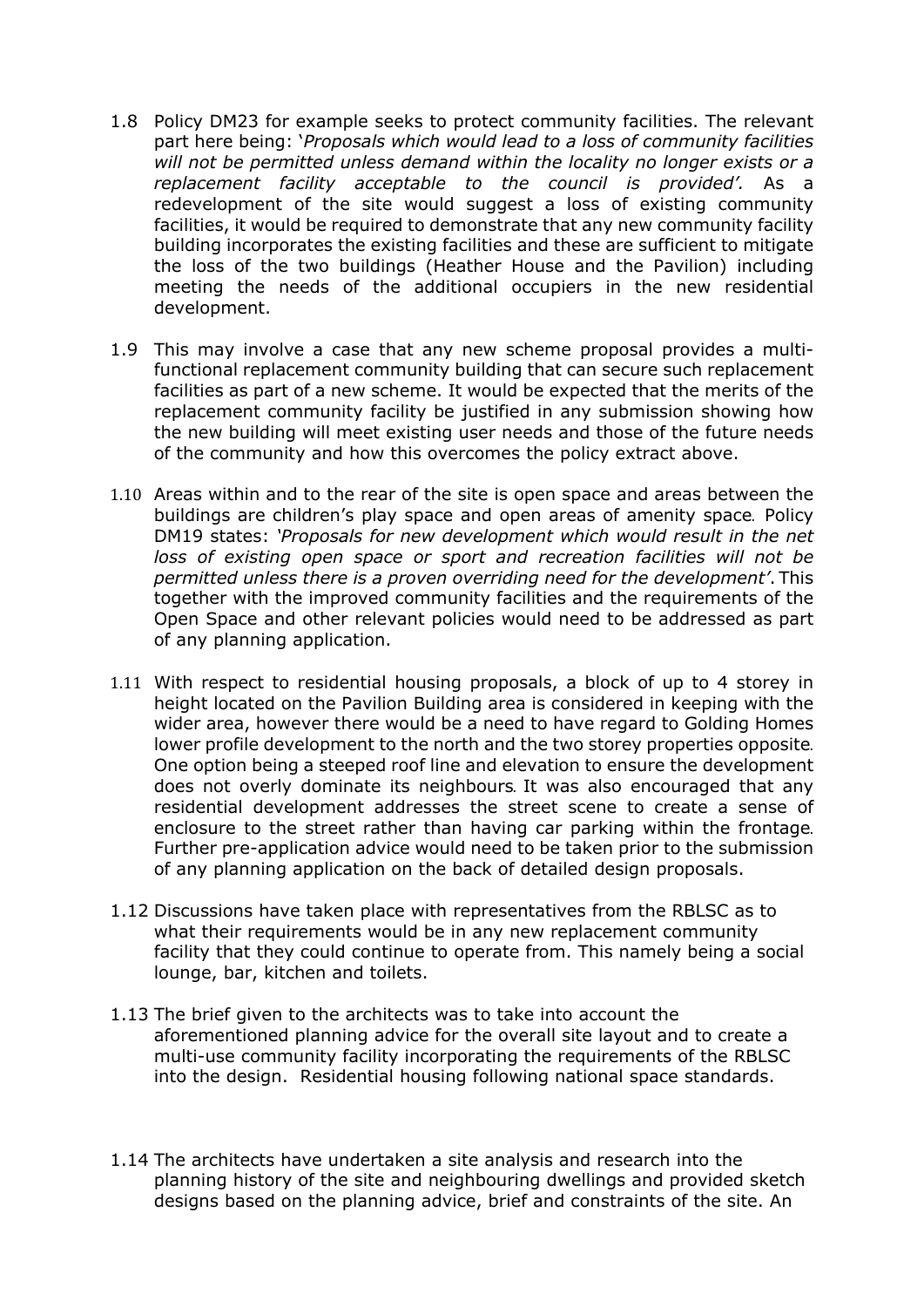1.8 Policy DM23 for example seeks to protect community facilities. The relevant part here being: '*Proposals which would lead to a loss of community facilities will not be permitted unless demand within the locality no longer exists or a replacement facility acceptable to the council is provided'.* As a redevelopment of the site would suggest a loss of existing community facilities, it would be required to demonstrate that any new community facility building incorporates the existing facilities and these are sufficient to mitigate the loss of the two buildings (Heather House and the Pavilion) including meeting the needs of the additional occupiers in the new residential development.

1.9 This may involve a case that any new scheme proposal provides a multi-functional replacement community building that can secure such replacement facilities as part of a new scheme. It would be expected that the merits of the replacement community facility be justified in any submission showing how the new building will meet existing user needs and those of the future needs of the community and how this overcomes the policy extract above.

1.10 Areas within and to the rear of the site is open space and areas between the buildings are children's play space and open areas of amenity space. Policy DM19 states: *'Proposals for new development which would result in the net loss of existing open space or sport and recreation facilities will not be permitted unless there is a proven overriding need for the development'*. This together with the improved community facilities and the requirements of the Open Space and other relevant policies would need to be addressed as part of any planning application.

1.11 With respect to residential housing proposals, a block of up to 4 storey in height located on the Pavilion Building area is considered in keeping with the wider area, however there would be a need to have regard to Golding Homes lower profile development to the north and the two storey properties opposite. One option being a steeped roof line and elevation to ensure the development does not overly dominate its neighbours. It was also encouraged that any residential development addresses the street scene to create a sense of enclosure to the street rather than having car parking within the frontage. Further pre-application advice would need to be taken prior to the submission of any planning application on the back of detailed design proposals.

1.12 Discussions have taken place with representatives from the RBLSC as to what their requirements would be in any new replacement community facility that they could continue to operate from. This namely being a social lounge, bar, kitchen and toilets.

1.13 The brief given to the architects was to take into account the aforementioned planning advice for the overall site layout and to create a multi-use community facility incorporating the requirements of the RBLSC into the design. Residential housing following national space standards.

1.14 The architects have undertaken a site analysis and research into the planning history of the site and neighbouring dwellings and provided sketch designs based on the planning advice, brief and constraints of the site. An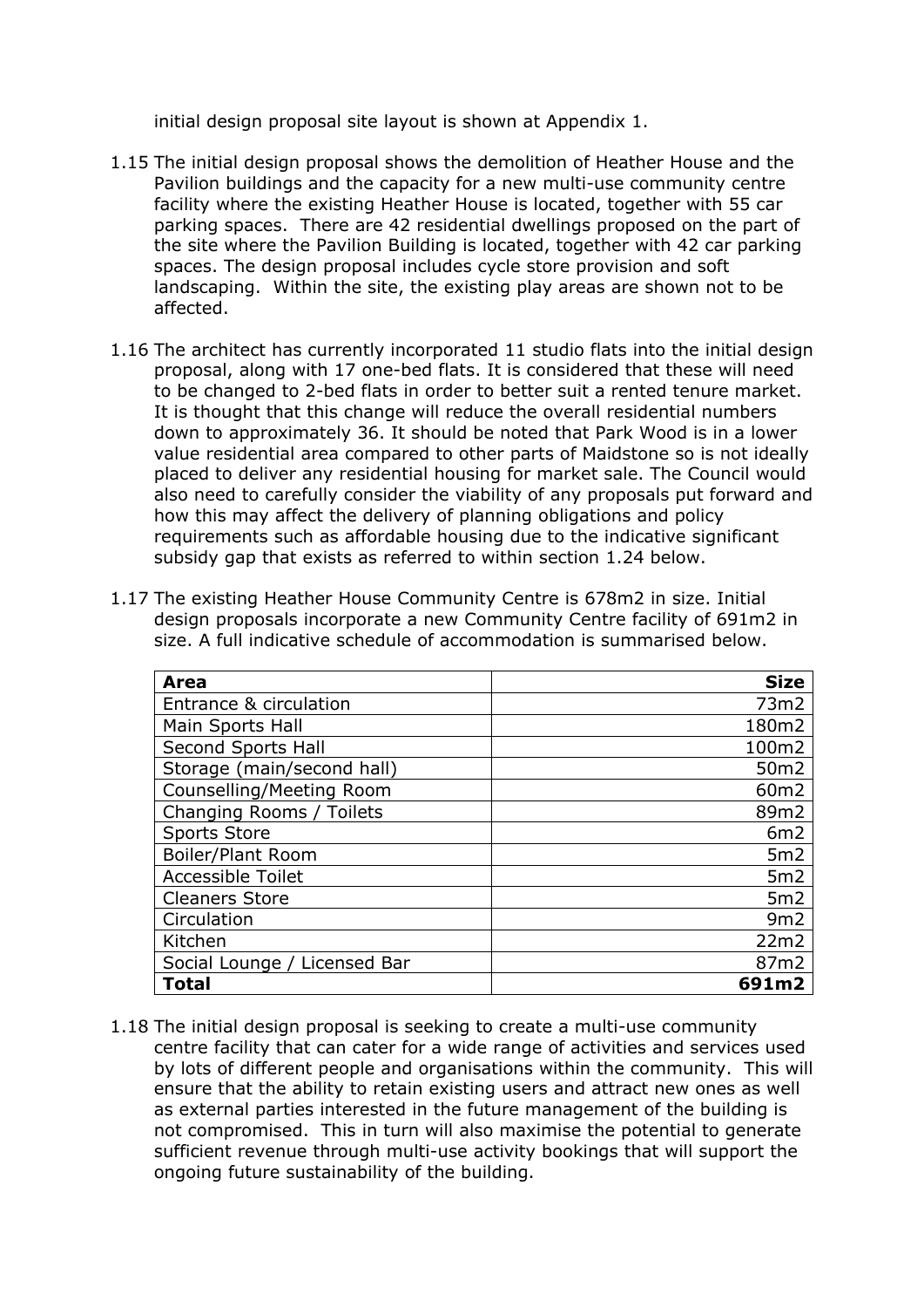initial design proposal site layout is shown at Appendix 1.

1.15 The initial design proposal shows the demolition of Heather House and the Pavilion buildings and the capacity for a new multi-use community centre facility where the existing Heather House is located, together with 55 car parking spaces. There are 42 residential dwellings proposed on the part of the site where the Pavilion Building is located, together with 42 car parking spaces. The design proposal includes cycle store provision and soft landscaping. Within the site, the existing play areas are shown not to be affected.

1.16 The architect has currently incorporated 11 studio flats into the initial design proposal, along with 17 one-bed flats. It is considered that these will need to be changed to 2-bed flats in order to better suit a rented tenure market. It is thought that this change will reduce the overall residential numbers down to approximately 36. It should be noted that Park Wood is in a lower value residential area compared to other parts of Maidstone so is not ideally placed to deliver any residential housing for market sale. The Council would also need to carefully consider the viability of any proposals put forward and how this may affect the delivery of planning obligations and policy requirements such as affordable housing due to the indicative significant subsidy gap that exists as referred to within section 1.24 below.

1.17 The existing Heather House Community Centre is 678m2 in size. Initial design proposals incorporate a new Community Centre facility of 691m2 in size. A full indicative schedule of accommodation is summarised below.

| **Area** | **Size** |
|---|---:|
| Entrance & circulation | 73m2 |
| Main Sports Hall | 180m2 |
| Second Sports Hall | 100m2 |
| Storage (main/second hall) | 50m2 |
| Counselling/Meeting Room | 60m2 |
| Changing Rooms / Toilets | 89m2 |
| Sports Store | 6m2 |
| Boiler/Plant Room | 5m2 |
| Accessible Toilet | 5m2 |
| Cleaners Store | 5m2 |
| Circulation | 9m2 |
| Kitchen | 22m2 |
| Social Lounge / Licensed Bar | 87m2 |
| **Total** | **691m2** |

1.18 The initial design proposal is seeking to create a multi-use community centre facility that can cater for a wide range of activities and services used by lots of different people and organisations within the community. This will ensure that the ability to retain existing users and attract new ones as well as external parties interested in the future management of the building is not compromised. This in turn will also maximise the potential to generate sufficient revenue through multi-use activity bookings that will support the ongoing future sustainability of the building.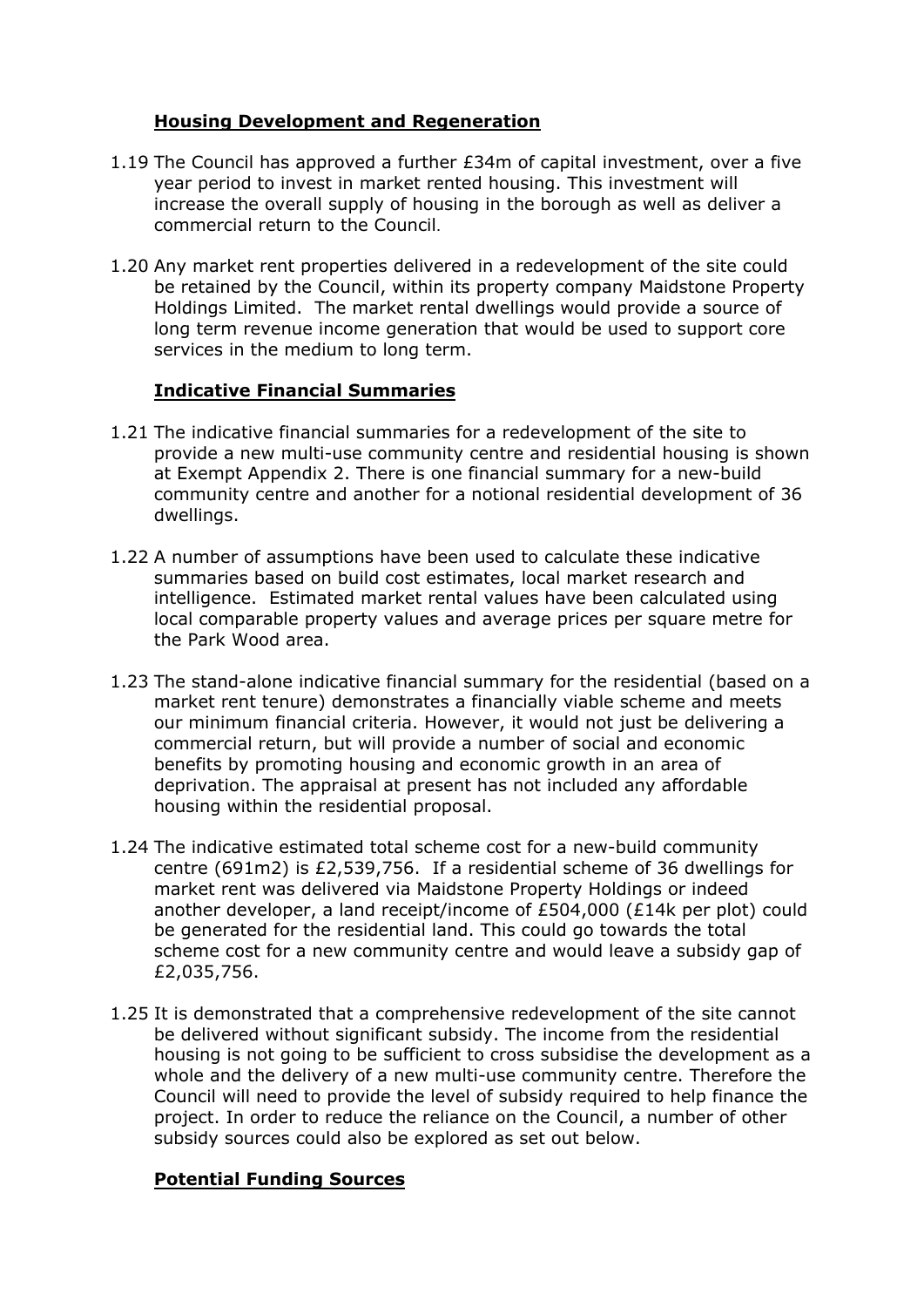## Housing Development and Regeneration

1.19 The Council has approved a further £34m of capital investment, over a five year period to invest in market rented housing. This investment will increase the overall supply of housing in the borough as well as deliver a commercial return to the Council.

1.20 Any market rent properties delivered in a redevelopment of the site could be retained by the Council, within its property company Maidstone Property Holdings Limited. The market rental dwellings would provide a source of long term revenue income generation that would be used to support core services in the medium to long term.

## Indicative Financial Summaries

1.21 The indicative financial summaries for a redevelopment of the site to provide a new multi-use community centre and residential housing is shown at Exempt Appendix 2. There is one financial summary for a new-build community centre and another for a notional residential development of 36 dwellings.

1.22 A number of assumptions have been used to calculate these indicative summaries based on build cost estimates, local market research and intelligence. Estimated market rental values have been calculated using local comparable property values and average prices per square metre for the Park Wood area.

1.23 The stand-alone indicative financial summary for the residential (based on a market rent tenure) demonstrates a financially viable scheme and meets our minimum financial criteria. However, it would not just be delivering a commercial return, but will provide a number of social and economic benefits by promoting housing and economic growth in an area of deprivation. The appraisal at present has not included any affordable housing within the residential proposal.

1.24 The indicative estimated total scheme cost for a new-build community centre (691m2) is £2,539,756. If a residential scheme of 36 dwellings for market rent was delivered via Maidstone Property Holdings or indeed another developer, a land receipt/income of £504,000 (£14k per plot) could be generated for the residential land. This could go towards the total scheme cost for a new community centre and would leave a subsidy gap of £2,035,756.

1.25 It is demonstrated that a comprehensive redevelopment of the site cannot be delivered without significant subsidy. The income from the residential housing is not going to be sufficient to cross subsidise the development as a whole and the delivery of a new multi-use community centre. Therefore the Council will need to provide the level of subsidy required to help finance the project. In order to reduce the reliance on the Council, a number of other subsidy sources could also be explored as set out below.

## Potential Funding Sources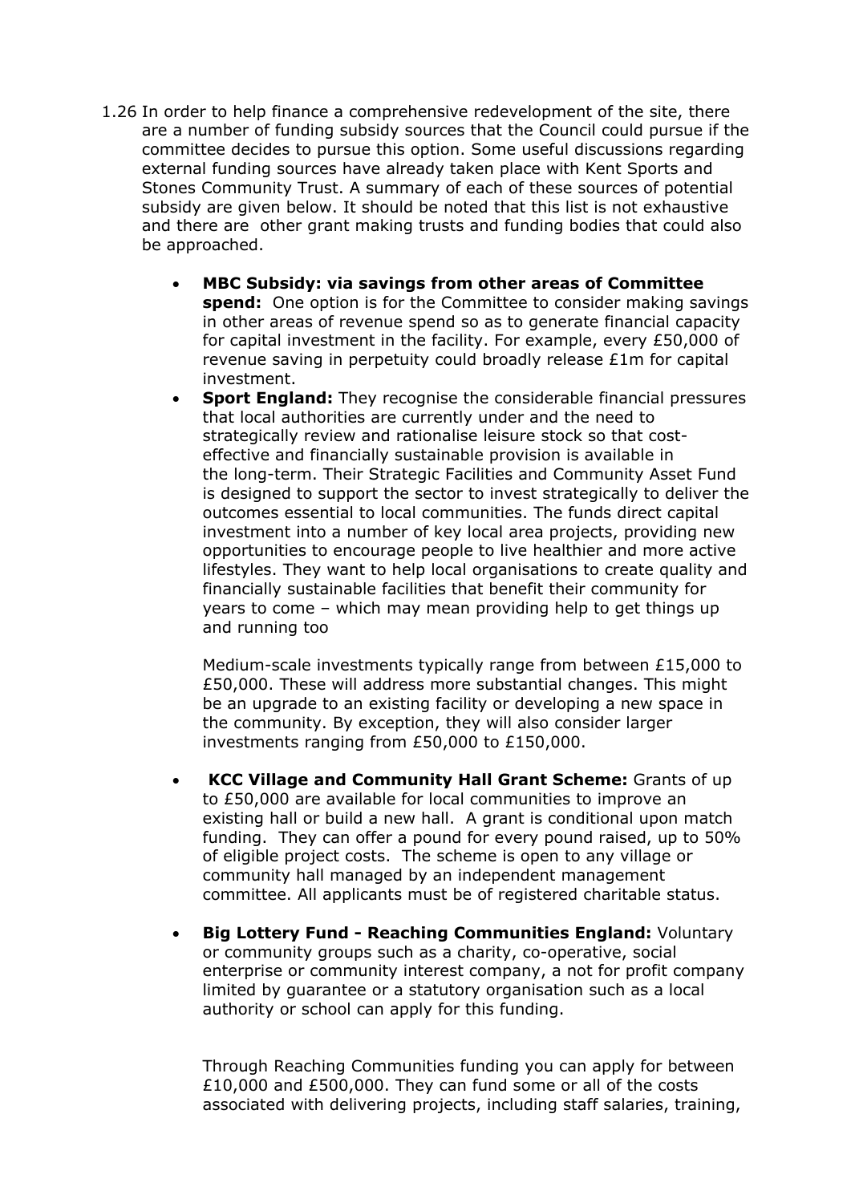1.26 In order to help finance a comprehensive redevelopment of the site, there are a number of funding subsidy sources that the Council could pursue if the committee decides to pursue this option. Some useful discussions regarding external funding sources have already taken place with Kent Sports and Stones Community Trust. A summary of each of these sources of potential subsidy are given below. It should be noted that this list is not exhaustive and there are other grant making trusts and funding bodies that could also be approached.

- **MBC Subsidy: via savings from other areas of Committee spend:** One option is for the Committee to consider making savings in other areas of revenue spend so as to generate financial capacity for capital investment in the facility. For example, every £50,000 of revenue saving in perpetuity could broadly release £1m for capital investment.
- **Sport England:** They recognise the considerable financial pressures that local authorities are currently under and the need to strategically review and rationalise leisure stock so that cost-effective and financially sustainable provision is available in the long-term. Their Strategic Facilities and Community Asset Fund is designed to support the sector to invest strategically to deliver the outcomes essential to local communities. The funds direct capital investment into a number of key local area projects, providing new opportunities to encourage people to live healthier and more active lifestyles. They want to help local organisations to create quality and financially sustainable facilities that benefit their community for years to come – which may mean providing help to get things up and running too

  Medium-scale investments typically range from between £15,000 to £50,000. These will address more substantial changes. This might be an upgrade to an existing facility or developing a new space in the community. By exception, they will also consider larger investments ranging from £50,000 to £150,000.

- **KCC Village and Community Hall Grant Scheme:** Grants of up to £50,000 are available for local communities to improve an existing hall or build a new hall. A grant is conditional upon match funding. They can offer a pound for every pound raised, up to 50% of eligible project costs. The scheme is open to any village or community hall managed by an independent management committee. All applicants must be of registered charitable status.

- **Big Lottery Fund - Reaching Communities England:** Voluntary or community groups such as a charity, co-operative, social enterprise or community interest company, a not for profit company limited by guarantee or a statutory organisation such as a local authority or school can apply for this funding.

  Through Reaching Communities funding you can apply for between £10,000 and £500,000. They can fund some or all of the costs associated with delivering projects, including staff salaries, training,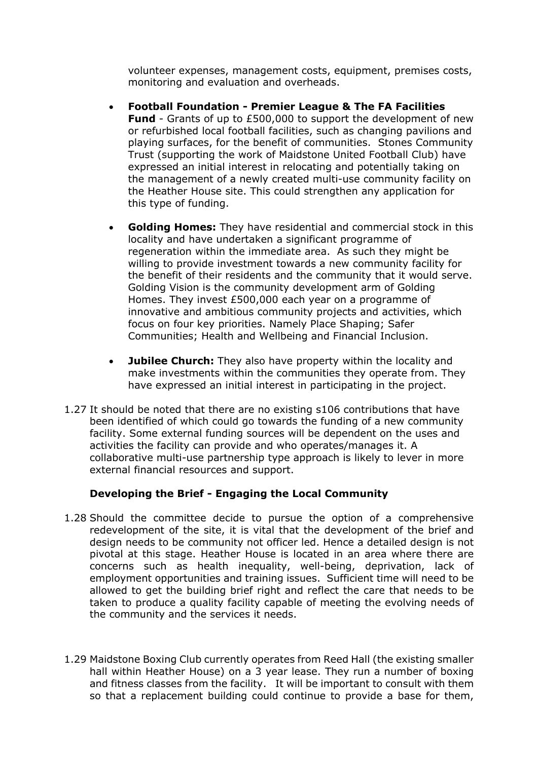volunteer expenses, management costs, equipment, premises costs, monitoring and evaluation and overheads.

- **Football Foundation - Premier League & The FA Facilities Fund** - Grants of up to £500,000 to support the development of new or refurbished local football facilities, such as changing pavilions and playing surfaces, for the benefit of communities. Stones Community Trust (supporting the work of Maidstone United Football Club) have expressed an initial interest in relocating and potentially taking on the management of a newly created multi-use community facility on the Heather House site. This could strengthen any application for this type of funding.

- **Golding Homes:** They have residential and commercial stock in this locality and have undertaken a significant programme of regeneration within the immediate area. As such they might be willing to provide investment towards a new community facility for the benefit of their residents and the community that it would serve. Golding Vision is the community development arm of Golding Homes. They invest £500,000 each year on a programme of innovative and ambitious community projects and activities, which focus on four key priorities. Namely Place Shaping; Safer Communities; Health and Wellbeing and Financial Inclusion.

- **Jubilee Church:** They also have property within the locality and make investments within the communities they operate from. They have expressed an initial interest in participating in the project.

1.27 It should be noted that there are no existing s106 contributions that have been identified of which could go towards the funding of a new community facility. Some external funding sources will be dependent on the uses and activities the facility can provide and who operates/manages it. A collaborative multi-use partnership type approach is likely to lever in more external financial resources and support.

**Developing the Brief - Engaging the Local Community**

1.28 Should the committee decide to pursue the option of a comprehensive redevelopment of the site, it is vital that the development of the brief and design needs to be community not officer led. Hence a detailed design is not pivotal at this stage. Heather House is located in an area where there are concerns such as health inequality, well-being, deprivation, lack of employment opportunities and training issues. Sufficient time will need to be allowed to get the building brief right and reflect the care that needs to be taken to produce a quality facility capable of meeting the evolving needs of the community and the services it needs.

1.29 Maidstone Boxing Club currently operates from Reed Hall (the existing smaller hall within Heather House) on a 3 year lease. They run a number of boxing and fitness classes from the facility. It will be important to consult with them so that a replacement building could continue to provide a base for them,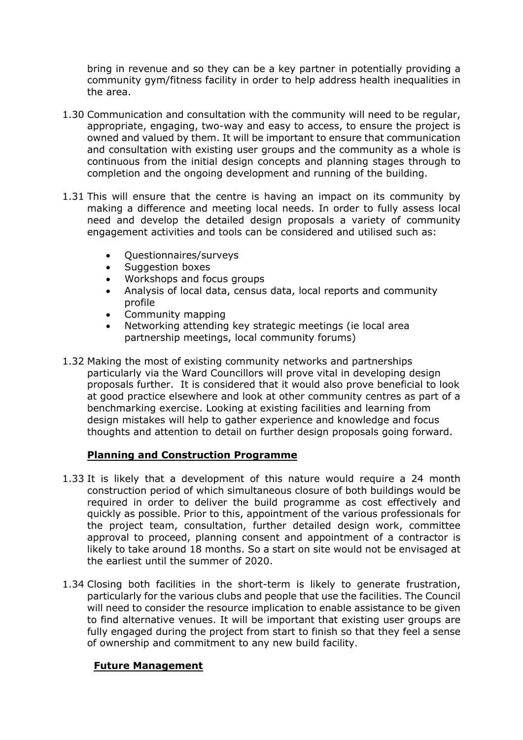bring in revenue and so they can be a key partner in potentially providing a community gym/fitness facility in order to help address health inequalities in the area.

1.30 Communication and consultation with the community will need to be regular, appropriate, engaging, two-way and easy to access, to ensure the project is owned and valued by them. It will be important to ensure that communication and consultation with existing user groups and the community as a whole is continuous from the initial design concepts and planning stages through to completion and the ongoing development and running of the building.

1.31 This will ensure that the centre is having an impact on its community by making a difference and meeting local needs. In order to fully assess local need and develop the detailed design proposals a variety of community engagement activities and tools can be considered and utilised such as:

- Questionnaires/surveys
- Suggestion boxes
- Workshops and focus groups
- Analysis of local data, census data, local reports and community profile
- Community mapping
- Networking attending key strategic meetings (ie local area partnership meetings, local community forums)

1.32 Making the most of existing community networks and partnerships particularly via the Ward Councillors will prove vital in developing design proposals further. It is considered that it would also prove beneficial to look at good practice elsewhere and look at other community centres as part of a benchmarking exercise. Looking at existing facilities and learning from design mistakes will help to gather experience and knowledge and focus thoughts and attention to detail on further design proposals going forward.

**Planning and Construction Programme**

1.33 It is likely that a development of this nature would require a 24 month construction period of which simultaneous closure of both buildings would be required in order to deliver the build programme as cost effectively and quickly as possible. Prior to this, appointment of the various professionals for the project team, consultation, further detailed design work, committee approval to proceed, planning consent and appointment of a contractor is likely to take around 18 months. So a start on site would not be envisaged at the earliest until the summer of 2020.

1.34 Closing both facilities in the short-term is likely to generate frustration, particularly for the various clubs and people that use the facilities. The Council will need to consider the resource implication to enable assistance to be given to find alternative venues. It will be important that existing user groups are fully engaged during the project from start to finish so that they feel a sense of ownership and commitment to any new build facility.

**Future Management**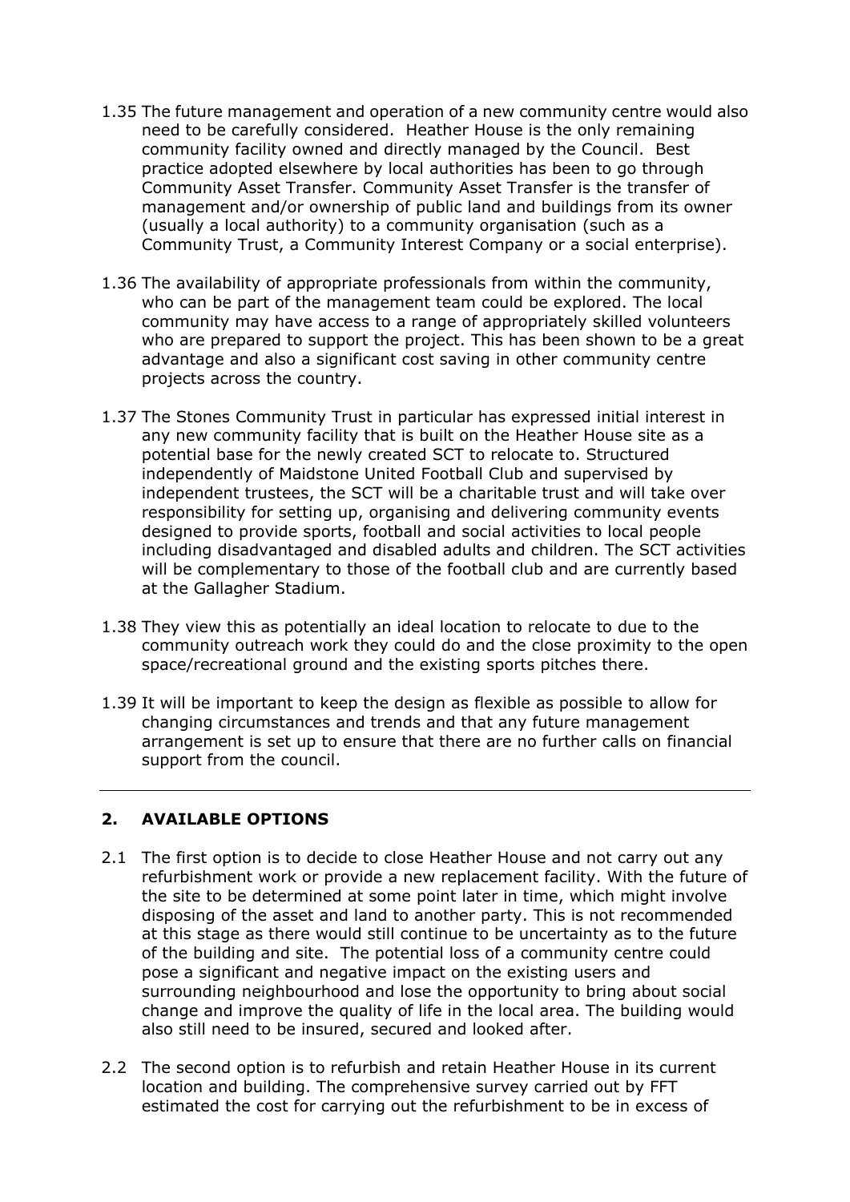1.35 The future management and operation of a new community centre would also need to be carefully considered. Heather House is the only remaining community facility owned and directly managed by the Council. Best practice adopted elsewhere by local authorities has been to go through Community Asset Transfer. Community Asset Transfer is the transfer of management and/or ownership of public land and buildings from its owner (usually a local authority) to a community organisation (such as a Community Trust, a Community Interest Company or a social enterprise).

1.36 The availability of appropriate professionals from within the community, who can be part of the management team could be explored. The local community may have access to a range of appropriately skilled volunteers who are prepared to support the project. This has been shown to be a great advantage and also a significant cost saving in other community centre projects across the country.

1.37 The Stones Community Trust in particular has expressed initial interest in any new community facility that is built on the Heather House site as a potential base for the newly created SCT to relocate to. Structured independently of Maidstone United Football Club and supervised by independent trustees, the SCT will be a charitable trust and will take over responsibility for setting up, organising and delivering community events designed to provide sports, football and social activities to local people including disadvantaged and disabled adults and children. The SCT activities will be complementary to those of the football club and are currently based at the Gallagher Stadium.

1.38 They view this as potentially an ideal location to relocate to due to the community outreach work they could do and the close proximity to the open space/recreational ground and the existing sports pitches there.

1.39 It will be important to keep the design as flexible as possible to allow for changing circumstances and trends and that any future management arrangement is set up to ensure that there are no further calls on financial support from the council.

---

## 2. AVAILABLE OPTIONS

2.1 The first option is to decide to close Heather House and not carry out any refurbishment work or provide a new replacement facility. With the future of the site to be determined at some point later in time, which might involve disposing of the asset and land to another party. This is not recommended at this stage as there would still continue to be uncertainty as to the future of the building and site. The potential loss of a community centre could pose a significant and negative impact on the existing users and surrounding neighbourhood and lose the opportunity to bring about social change and improve the quality of life in the local area. The building would also still need to be insured, secured and looked after.

2.2 The second option is to refurbish and retain Heather House in its current location and building. The comprehensive survey carried out by FFT estimated the cost for carrying out the refurbishment to be in excess of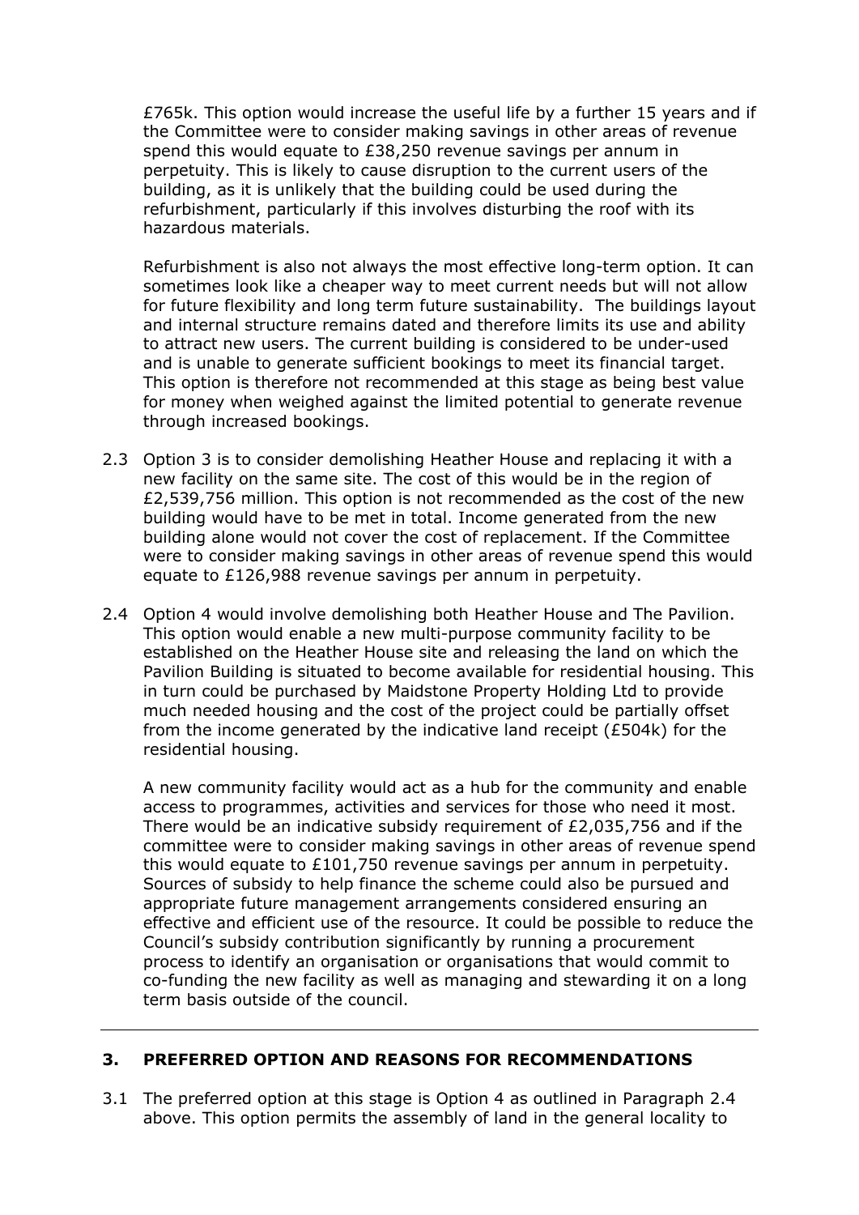£765k. This option would increase the useful life by a further 15 years and if the Committee were to consider making savings in other areas of revenue spend this would equate to £38,250 revenue savings per annum in perpetuity. This is likely to cause disruption to the current users of the building, as it is unlikely that the building could be used during the refurbishment, particularly if this involves disturbing the roof with its hazardous materials.

Refurbishment is also not always the most effective long-term option. It can sometimes look like a cheaper way to meet current needs but will not allow for future flexibility and long term future sustainability. The buildings layout and internal structure remains dated and therefore limits its use and ability to attract new users. The current building is considered to be under-used and is unable to generate sufficient bookings to meet its financial target. This option is therefore not recommended at this stage as being best value for money when weighed against the limited potential to generate revenue through increased bookings.

2.3 Option 3 is to consider demolishing Heather House and replacing it with a new facility on the same site. The cost of this would be in the region of £2,539,756 million. This option is not recommended as the cost of the new building would have to be met in total. Income generated from the new building alone would not cover the cost of replacement. If the Committee were to consider making savings in other areas of revenue spend this would equate to £126,988 revenue savings per annum in perpetuity.

2.4 Option 4 would involve demolishing both Heather House and The Pavilion. This option would enable a new multi-purpose community facility to be established on the Heather House site and releasing the land on which the Pavilion Building is situated to become available for residential housing. This in turn could be purchased by Maidstone Property Holding Ltd to provide much needed housing and the cost of the project could be partially offset from the income generated by the indicative land receipt (£504k) for the residential housing.

A new community facility would act as a hub for the community and enable access to programmes, activities and services for those who need it most. There would be an indicative subsidy requirement of £2,035,756 and if the committee were to consider making savings in other areas of revenue spend this would equate to £101,750 revenue savings per annum in perpetuity. Sources of subsidy to help finance the scheme could also be pursued and appropriate future management arrangements considered ensuring an effective and efficient use of the resource. It could be possible to reduce the Council's subsidy contribution significantly by running a procurement process to identify an organisation or organisations that would commit to co-funding the new facility as well as managing and stewarding it on a long term basis outside of the council.

## 3. PREFERRED OPTION AND REASONS FOR RECOMMENDATIONS

3.1 The preferred option at this stage is Option 4 as outlined in Paragraph 2.4 above. This option permits the assembly of land in the general locality to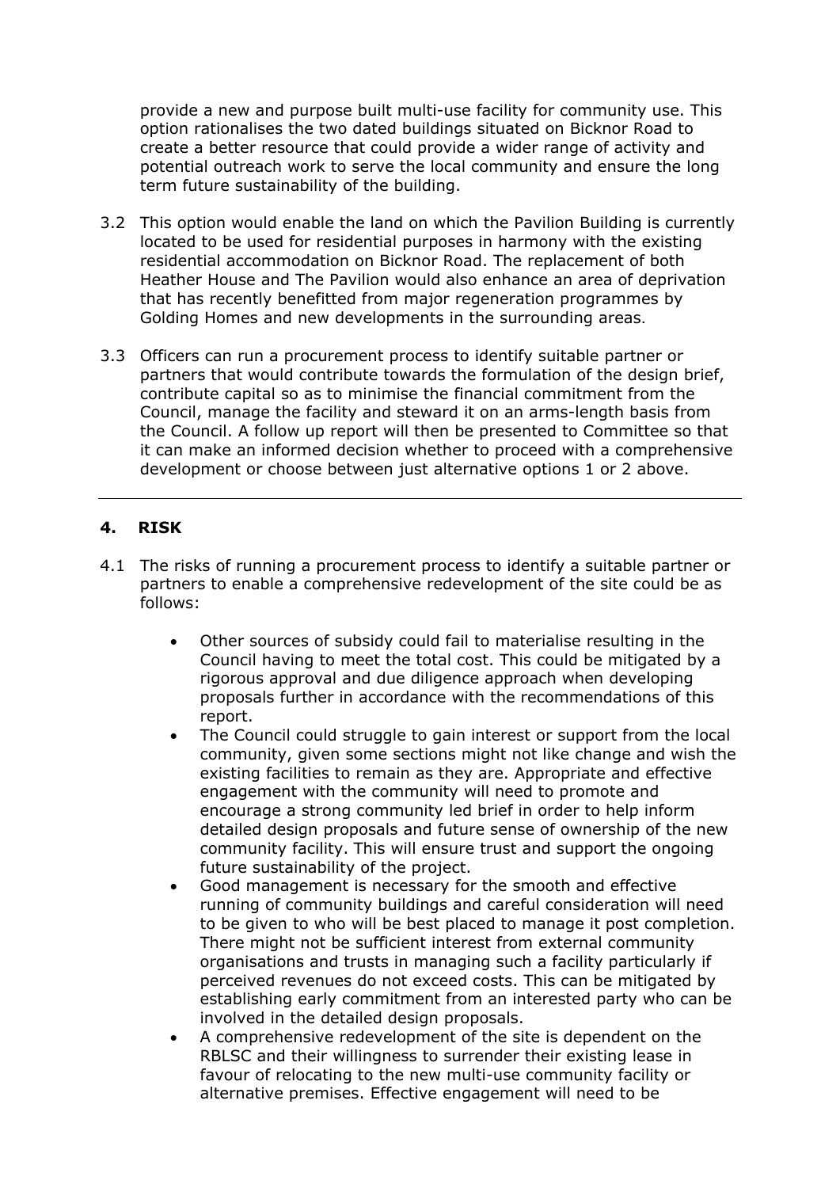provide a new and purpose built multi-use facility for community use. This option rationalises the two dated buildings situated on Bicknor Road to create a better resource that could provide a wider range of activity and potential outreach work to serve the local community and ensure the long term future sustainability of the building.

3.2 This option would enable the land on which the Pavilion Building is currently located to be used for residential purposes in harmony with the existing residential accommodation on Bicknor Road. The replacement of both Heather House and The Pavilion would also enhance an area of deprivation that has recently benefitted from major regeneration programmes by Golding Homes and new developments in the surrounding areas.

3.3 Officers can run a procurement process to identify suitable partner or partners that would contribute towards the formulation of the design brief, contribute capital so as to minimise the financial commitment from the Council, manage the facility and steward it on an arms-length basis from the Council. A follow up report will then be presented to Committee so that it can make an informed decision whether to proceed with a comprehensive development or choose between just alternative options 1 or 2 above.

---

## 4. RISK

4.1 The risks of running a procurement process to identify a suitable partner or partners to enable a comprehensive redevelopment of the site could be as follows:

- Other sources of subsidy could fail to materialise resulting in the Council having to meet the total cost. This could be mitigated by a rigorous approval and due diligence approach when developing proposals further in accordance with the recommendations of this report.
- The Council could struggle to gain interest or support from the local community, given some sections might not like change and wish the existing facilities to remain as they are. Appropriate and effective engagement with the community will need to promote and encourage a strong community led brief in order to help inform detailed design proposals and future sense of ownership of the new community facility. This will ensure trust and support the ongoing future sustainability of the project.
- Good management is necessary for the smooth and effective running of community buildings and careful consideration will need to be given to who will be best placed to manage it post completion. There might not be sufficient interest from external community organisations and trusts in managing such a facility particularly if perceived revenues do not exceed costs. This can be mitigated by establishing early commitment from an interested party who can be involved in the detailed design proposals.
- A comprehensive redevelopment of the site is dependent on the RBLSC and their willingness to surrender their existing lease in favour of relocating to the new multi-use community facility or alternative premises. Effective engagement will need to be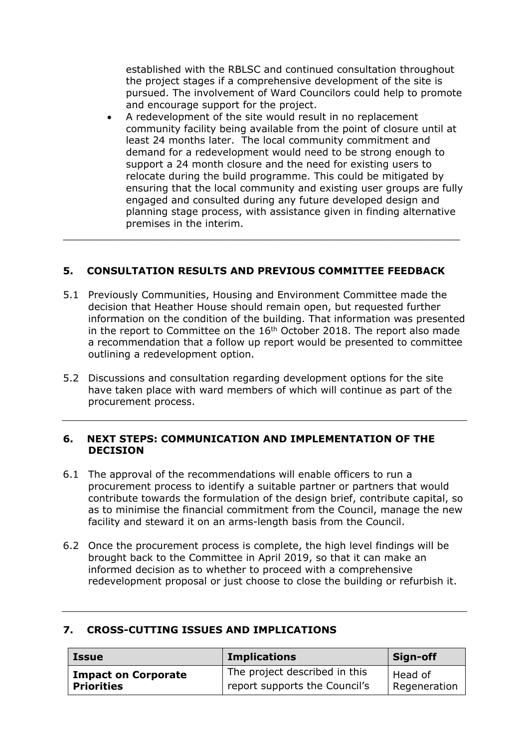established with the RBLSC and continued consultation throughout the project stages if a comprehensive development of the site is pursued. The involvement of Ward Councilors could help to promote and encourage support for the project.

- A redevelopment of the site would result in no replacement community facility being available from the point of closure until at least 24 months later. The local community commitment and demand for a redevelopment would need to be strong enough to support a 24 month closure and the need for existing users to relocate during the build programme. This could be mitigated by ensuring that the local community and existing user groups are fully engaged and consulted during any future developed design and planning stage process, with assistance given in finding alternative premises in the interim.

---

## 5. CONSULTATION RESULTS AND PREVIOUS COMMITTEE FEEDBACK

5.1 Previously Communities, Housing and Environment Committee made the decision that Heather House should remain open, but requested further information on the condition of the building. That information was presented in the report to Committee on the 16th October 2018. The report also made a recommendation that a follow up report would be presented to committee outlining a redevelopment option.

5.2 Discussions and consultation regarding development options for the site have taken place with ward members of which will continue as part of the procurement process.

---

## 6. NEXT STEPS: COMMUNICATION AND IMPLEMENTATION OF THE DECISION

6.1 The approval of the recommendations will enable officers to run a procurement process to identify a suitable partner or partners that would contribute towards the formulation of the design brief, contribute capital, so as to minimise the financial commitment from the Council, manage the new facility and steward it on an arms-length basis from the Council.

6.2 Once the procurement process is complete, the high level findings will be brought back to the Committee in April 2019, so that it can make an informed decision as to whether to proceed with a comprehensive redevelopment proposal or just choose to close the building or refurbish it.

---

## 7. CROSS-CUTTING ISSUES AND IMPLICATIONS

| Issue | Implications | Sign-off |
| --- | --- | --- |
| **Impact on Corporate Priorities** | The project described in this report supports the Council's | Head of Regeneration |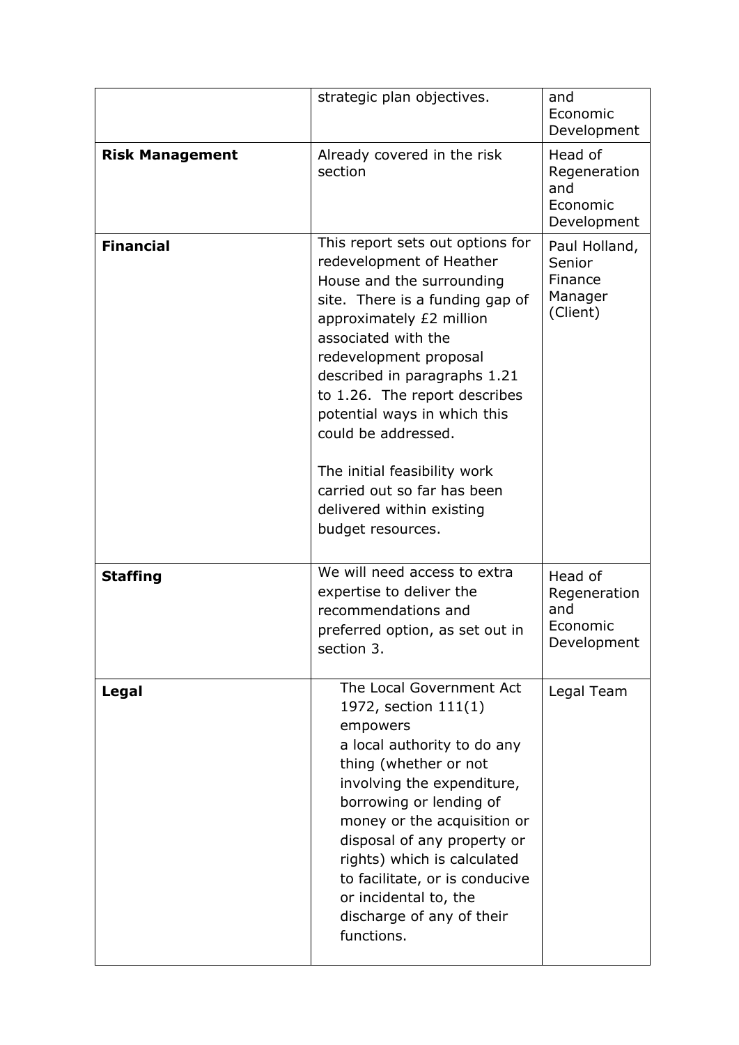| | | |
|---|---|---|
| | strategic plan objectives. | and Economic Development |
| **Risk Management** | Already covered in the risk section | Head of Regeneration and Economic Development |
| **Financial** | This report sets out options for redevelopment of Heather House and the surrounding site. There is a funding gap of approximately £2 million associated with the redevelopment proposal described in paragraphs 1.21 to 1.26. The report describes potential ways in which this could be addressed.<br><br>The initial feasibility work carried out so far has been delivered within existing budget resources. | Paul Holland, Senior Finance Manager (Client) |
| **Staffing** | We will need access to extra expertise to deliver the recommendations and preferred option, as set out in section 3. | Head of Regeneration and Economic Development |
| **Legal** | The Local Government Act 1972, section 111(1) empowers a local authority to do any thing (whether or not involving the expenditure, borrowing or lending of money or the acquisition or disposal of any property or rights) which is calculated to facilitate, or is conducive or incidental to, the discharge of any of their functions. | Legal Team |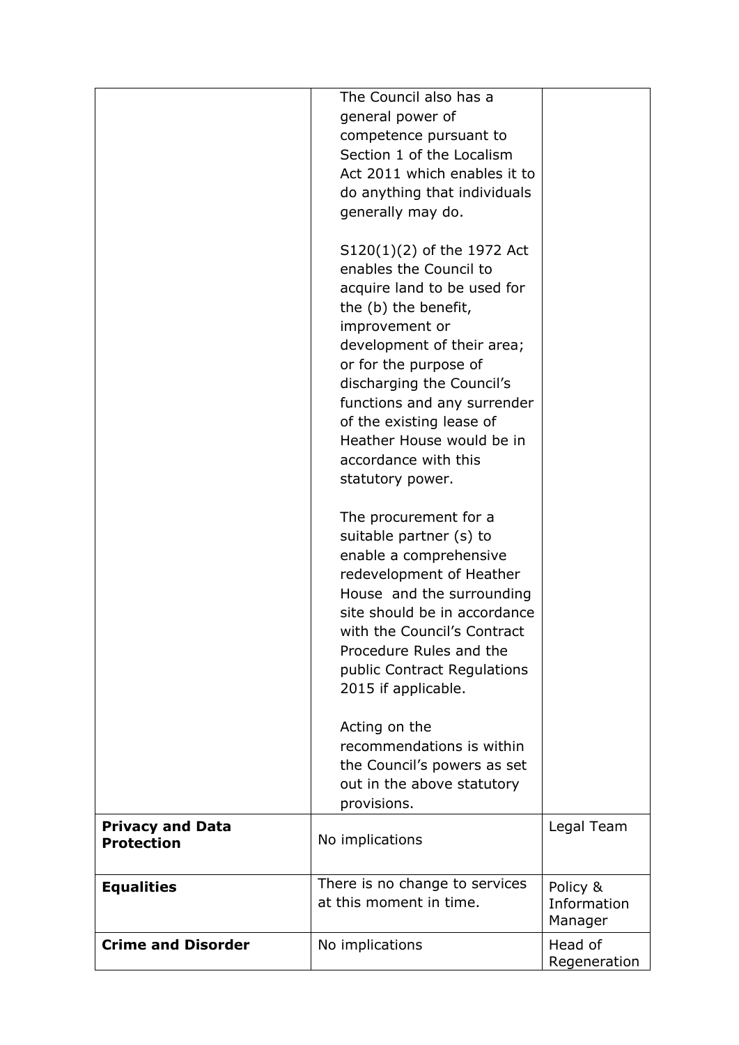| | | |
|---|---|---|
| | The Council also has a general power of competence pursuant to Section 1 of the Localism Act 2011 which enables it to do anything that individuals generally may do.<br><br>S120(1)(2) of the 1972 Act enables the Council to acquire land to be used for the (b) the benefit, improvement or development of their area; or for the purpose of discharging the Council's functions and any surrender of the existing lease of Heather House would be in accordance with this statutory power.<br><br>The procurement for a suitable partner (s) to enable a comprehensive redevelopment of Heather House and the surrounding site should be in accordance with the Council's Contract Procedure Rules and the public Contract Regulations 2015 if applicable.<br><br>Acting on the recommendations is within the Council's powers as set out in the above statutory provisions. | |
| **Privacy and Data Protection** | No implications | Legal Team |
| **Equalities** | There is no change to services at this moment in time. | Policy & Information Manager |
| **Crime and Disorder** | No implications | Head of Regeneration |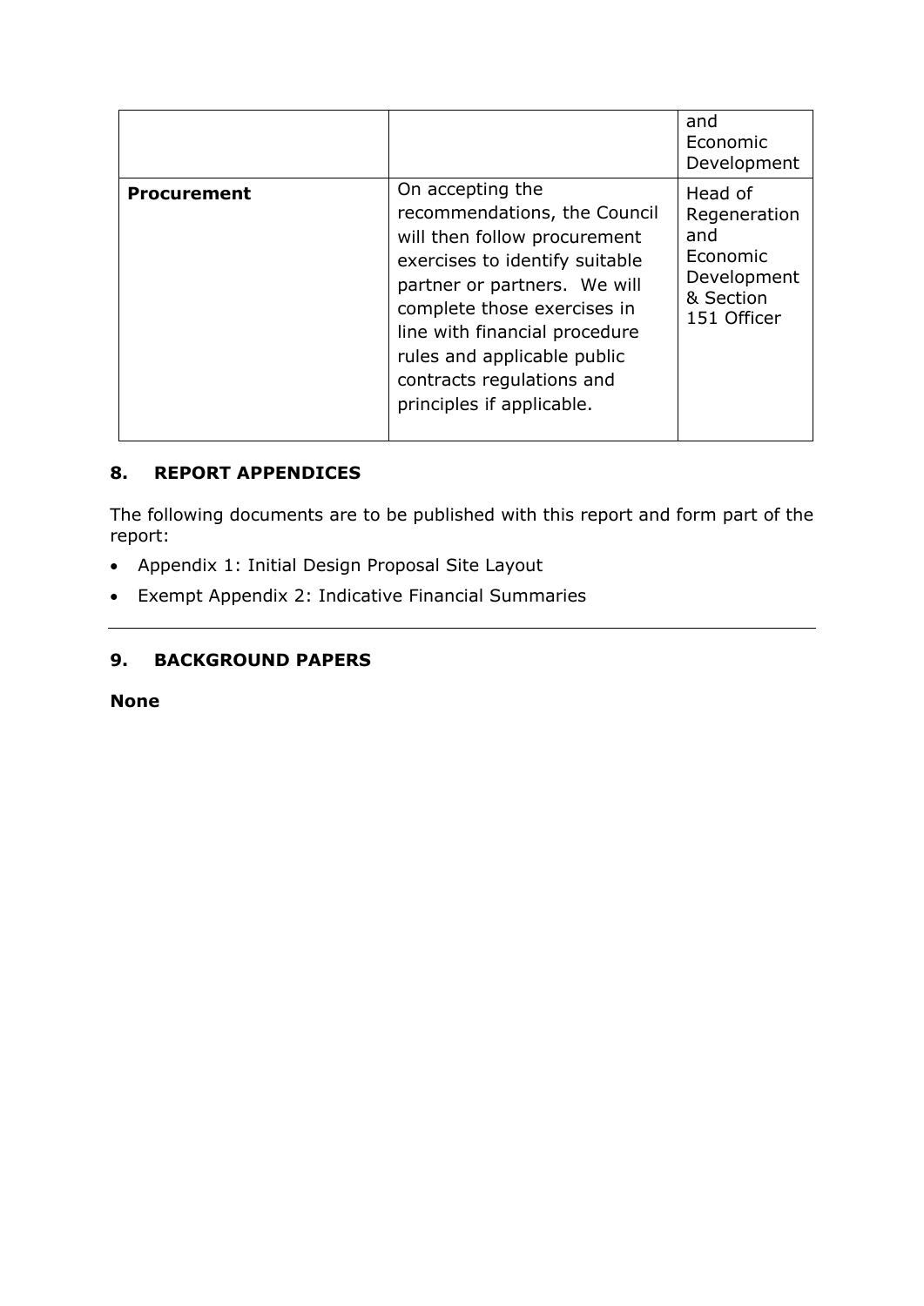| | | |
|---|---|---|
| | | and Economic Development |
| **Procurement** | On accepting the recommendations, the Council will then follow procurement exercises to identify suitable partner or partners. We will complete those exercises in line with financial procedure rules and applicable public contracts regulations and principles if applicable. | Head of Regeneration and Economic Development & Section 151 Officer |

## 8. REPORT APPENDICES

The following documents are to be published with this report and form part of the report:

- Appendix 1: Initial Design Proposal Site Layout
- Exempt Appendix 2: Indicative Financial Summaries

---

## 9. BACKGROUND PAPERS

**None**